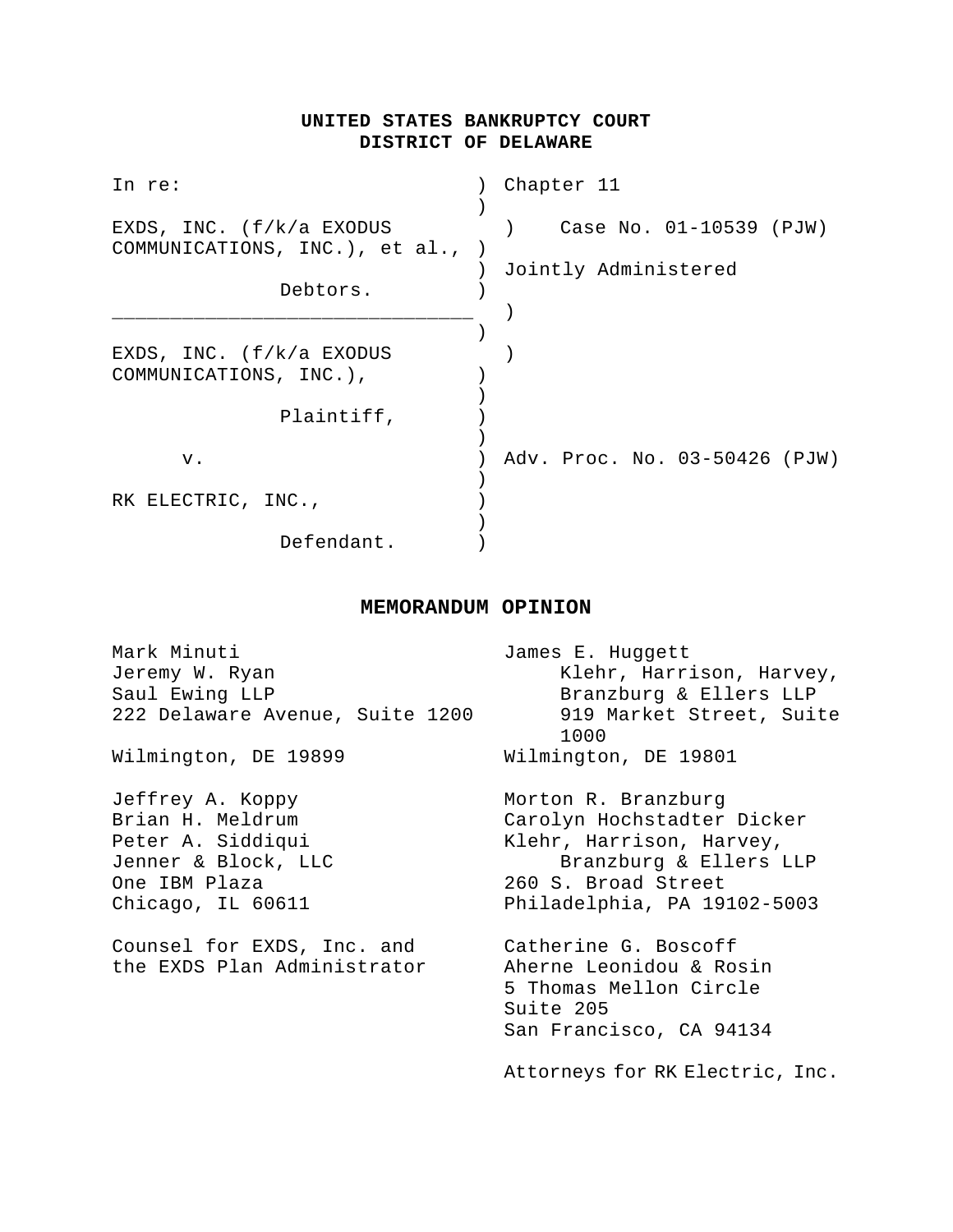**UNITED STATES BANKRUPTCY COURT**
**DISTRICT OF DELAWARE**

| | | |
|---|---|---|
| In re: | ) | Chapter 11 |
| | ) | |
| EXDS, INC. (f/k/a EXODUS COMMUNICATIONS, INC.), et al., | ) | Case No. 01-10539 (PJW) |
| | ) | Jointly Administered |
| Debtors. | ) | |
| _______________________________ | ) | |
| | ) | |
| EXDS, INC. (f/k/a EXODUS COMMUNICATIONS, INC.), | ) | |
| | ) | |
| Plaintiff, | ) | |
| | ) | |
| v. | ) | Adv. Proc. No. 03-50426 (PJW) |
| | ) | |
| RK ELECTRIC, INC., | ) | |
| | ) | |
| Defendant. | ) | |

## MEMORANDUM OPINION

Mark Minuti
Jeremy W. Ryan
Saul Ewing LLP
222 Delaware Avenue, Suite 1200
Wilmington, DE 19899

Jeffrey A. Koppy
Brian H. Meldrum
Peter A. Siddiqui
Jenner & Block, LLC
One IBM Plaza
Chicago, IL 60611

Counsel for EXDS, Inc. and the EXDS Plan Administrator

James E. Huggett
Klehr, Harrison, Harvey, Branzburg & Ellers LLP
919 Market Street, Suite 1000
Wilmington, DE 19801

Morton R. Branzburg
Carolyn Hochstadter Dicker
Klehr, Harrison, Harvey, Branzburg & Ellers LLP
260 S. Broad Street
Philadelphia, PA 19102-5003

Catherine G. Boscoff
Aherne Leonidou & Rosin
5 Thomas Mellon Circle
Suite 205
San Francisco, CA 94134

Attorneys for RK Electric, Inc.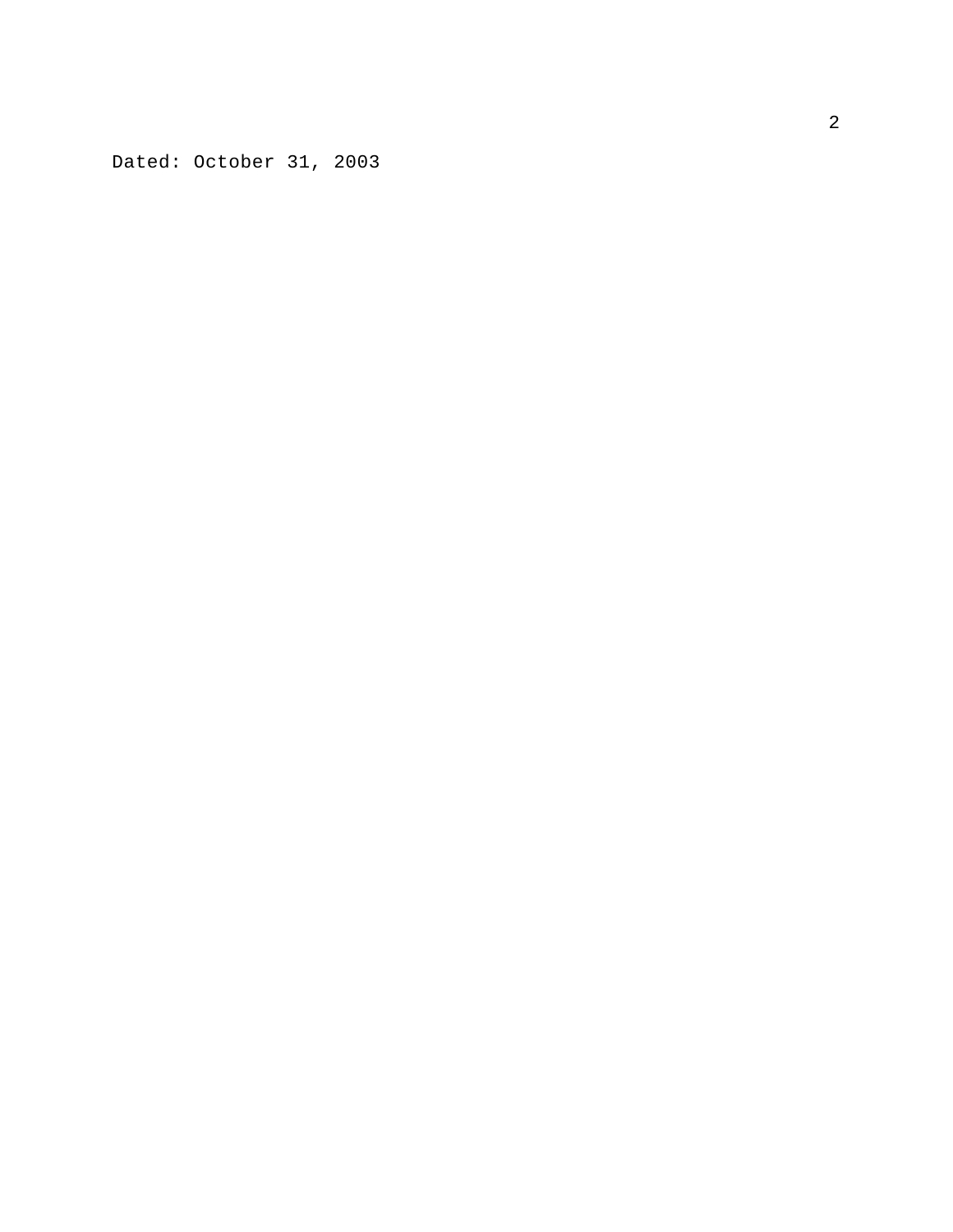Dated: October 31, 2003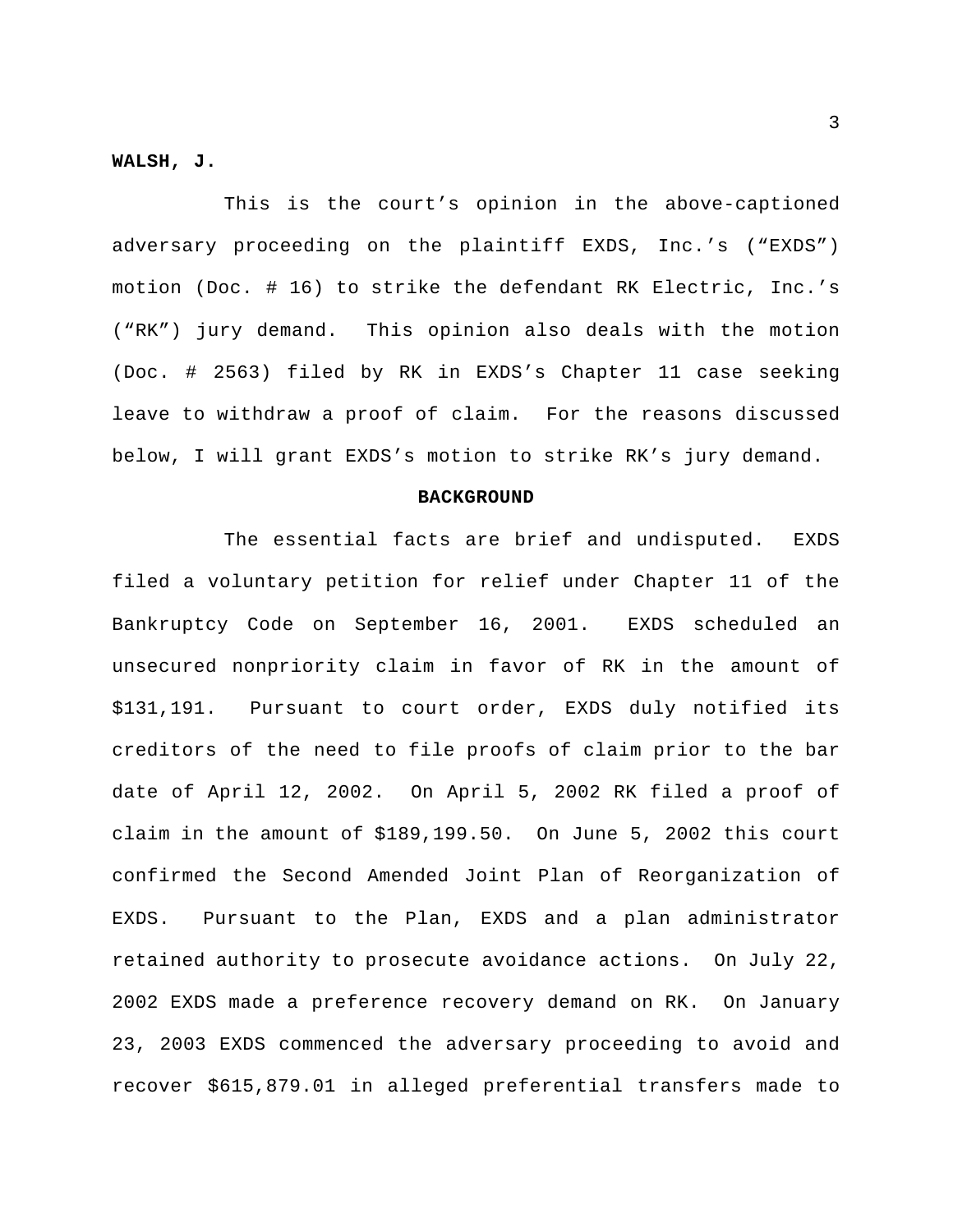**WALSH, J.**

This is the court's opinion in the above-captioned adversary proceeding on the plaintiff EXDS, Inc.'s ("EXDS") motion (Doc. # 16) to strike the defendant RK Electric, Inc.'s ("RK") jury demand. This opinion also deals with the motion (Doc. # 2563) filed by RK in EXDS's Chapter 11 case seeking leave to withdraw a proof of claim. For the reasons discussed below, I will grant EXDS's motion to strike RK's jury demand.

**BACKGROUND**

The essential facts are brief and undisputed. EXDS filed a voluntary petition for relief under Chapter 11 of the Bankruptcy Code on September 16, 2001. EXDS scheduled an unsecured nonpriority claim in favor of RK in the amount of $131,191. Pursuant to court order, EXDS duly notified its creditors of the need to file proofs of claim prior to the bar date of April 12, 2002. On April 5, 2002 RK filed a proof of claim in the amount of $189,199.50. On June 5, 2002 this court confirmed the Second Amended Joint Plan of Reorganization of EXDS. Pursuant to the Plan, EXDS and a plan administrator retained authority to prosecute avoidance actions. On July 22, 2002 EXDS made a preference recovery demand on RK. On January 23, 2003 EXDS commenced the adversary proceeding to avoid and recover $615,879.01 in alleged preferential transfers made to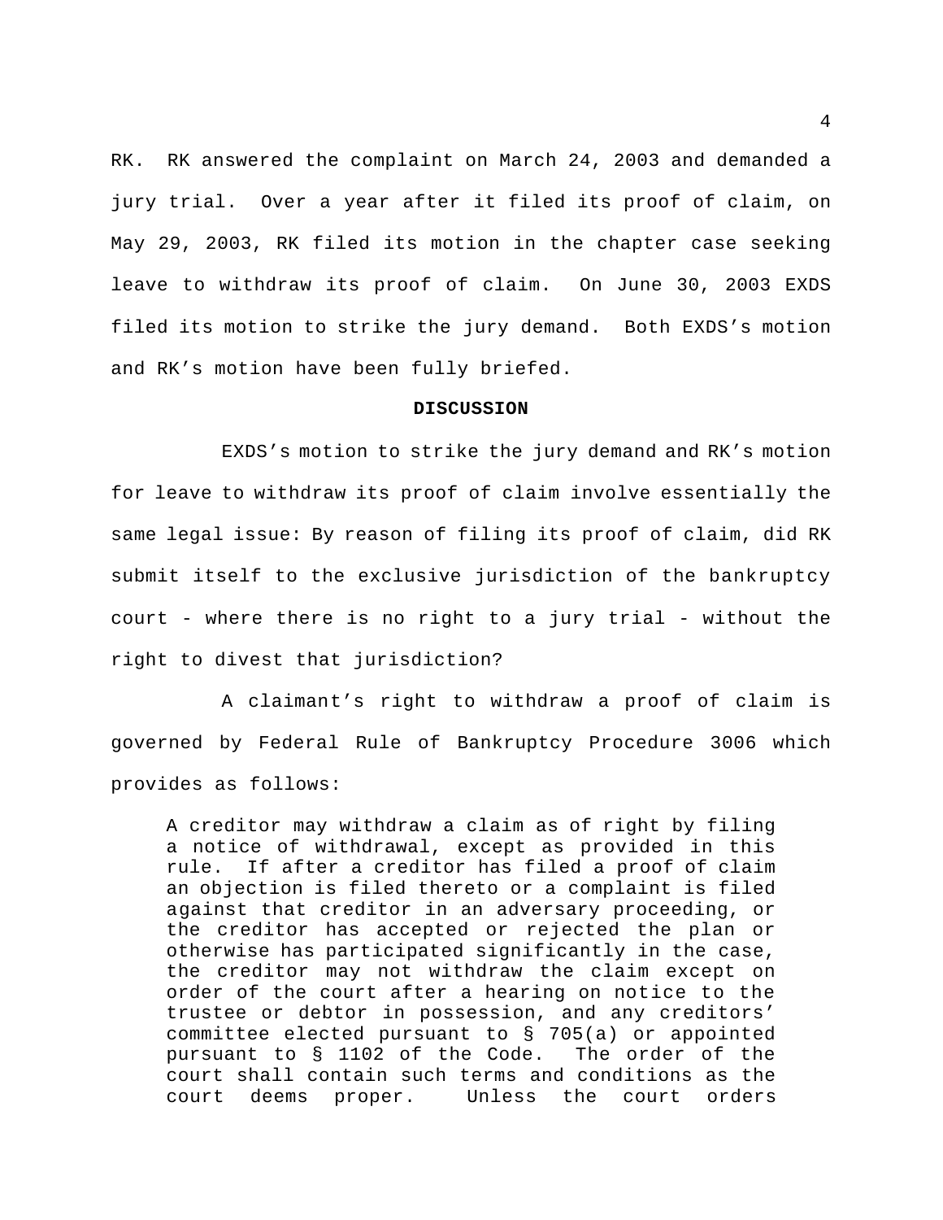RK. RK answered the complaint on March 24, 2003 and demanded a jury trial. Over a year after it filed its proof of claim, on May 29, 2003, RK filed its motion in the chapter case seeking leave to withdraw its proof of claim. On June 30, 2003 EXDS filed its motion to strike the jury demand. Both EXDS's motion and RK's motion have been fully briefed.

**DISCUSSION**

EXDS's motion to strike the jury demand and RK's motion for leave to withdraw its proof of claim involve essentially the same legal issue: By reason of filing its proof of claim, did RK submit itself to the exclusive jurisdiction of the bankruptcy court - where there is no right to a jury trial - without the right to divest that jurisdiction?

A claimant's right to withdraw a proof of claim is governed by Federal Rule of Bankruptcy Procedure 3006 which provides as follows:

> A creditor may withdraw a claim as of right by filing a notice of withdrawal, except as provided in this rule. If after a creditor has filed a proof of claim an objection is filed thereto or a complaint is filed against that creditor in an adversary proceeding, or the creditor has accepted or rejected the plan or otherwise has participated significantly in the case, the creditor may not withdraw the claim except on order of the court after a hearing on notice to the trustee or debtor in possession, and any creditors' committee elected pursuant to § 705(a) or appointed pursuant to § 1102 of the Code. The order of the court shall contain such terms and conditions as the court deems proper. Unless the court orders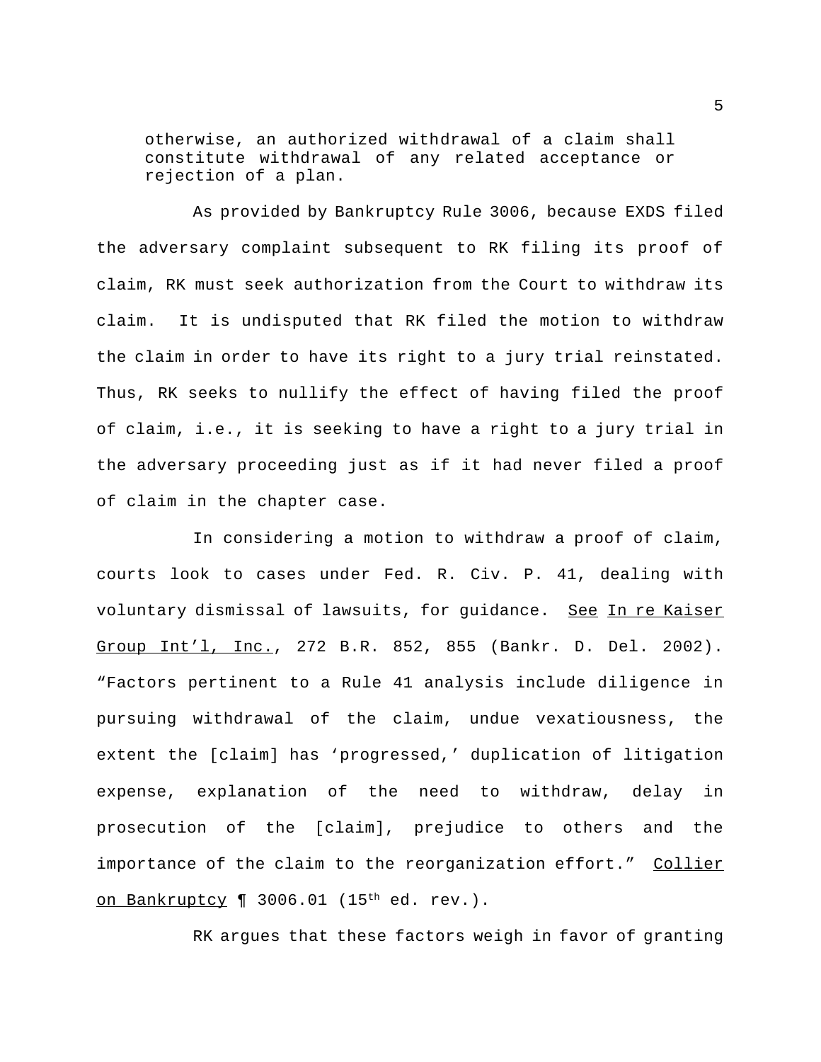otherwise, an authorized withdrawal of a claim shall constitute withdrawal of any related acceptance or rejection of a plan.

As provided by Bankruptcy Rule 3006, because EXDS filed the adversary complaint subsequent to RK filing its proof of claim, RK must seek authorization from the Court to withdraw its claim. It is undisputed that RK filed the motion to withdraw the claim in order to have its right to a jury trial reinstated. Thus, RK seeks to nullify the effect of having filed the proof of claim, i.e., it is seeking to have a right to a jury trial in the adversary proceeding just as if it had never filed a proof of claim in the chapter case.

In considering a motion to withdraw a proof of claim, courts look to cases under Fed. R. Civ. P. 41, dealing with voluntary dismissal of lawsuits, for guidance. See In re Kaiser Group Int'l, Inc., 272 B.R. 852, 855 (Bankr. D. Del. 2002). "Factors pertinent to a Rule 41 analysis include diligence in pursuing withdrawal of the claim, undue vexatiousness, the extent the [claim] has 'progressed,' duplication of litigation expense, explanation of the need to withdraw, delay in prosecution of the [claim], prejudice to others and the importance of the claim to the reorganization effort." Collier on Bankruptcy ¶ 3006.01 (15th ed. rev.).

RK argues that these factors weigh in favor of granting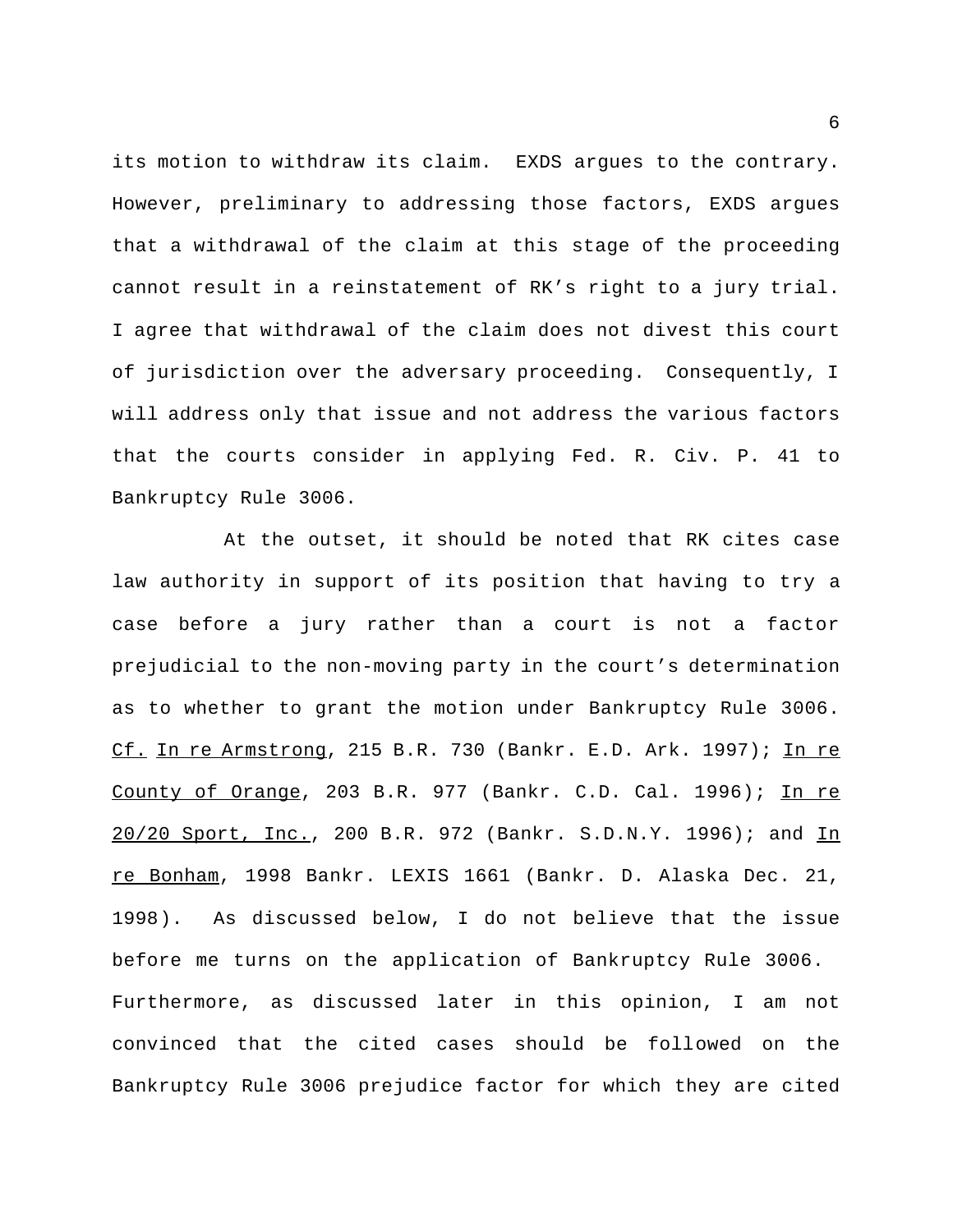its motion to withdraw its claim. EXDS argues to the contrary. However, preliminary to addressing those factors, EXDS argues that a withdrawal of the claim at this stage of the proceeding cannot result in a reinstatement of RK's right to a jury trial. I agree that withdrawal of the claim does not divest this court of jurisdiction over the adversary proceeding. Consequently, I will address only that issue and not address the various factors that the courts consider in applying Fed. R. Civ. P. 41 to Bankruptcy Rule 3006.

At the outset, it should be noted that RK cites case law authority in support of its position that having to try a case before a jury rather than a court is not a factor prejudicial to the non-moving party in the court's determination as to whether to grant the motion under Bankruptcy Rule 3006. Cf. In re Armstrong, 215 B.R. 730 (Bankr. E.D. Ark. 1997); In re County of Orange, 203 B.R. 977 (Bankr. C.D. Cal. 1996); In re 20/20 Sport, Inc., 200 B.R. 972 (Bankr. S.D.N.Y. 1996); and In re Bonham, 1998 Bankr. LEXIS 1661 (Bankr. D. Alaska Dec. 21, 1998). As discussed below, I do not believe that the issue before me turns on the application of Bankruptcy Rule 3006. Furthermore, as discussed later in this opinion, I am not convinced that the cited cases should be followed on the Bankruptcy Rule 3006 prejudice factor for which they are cited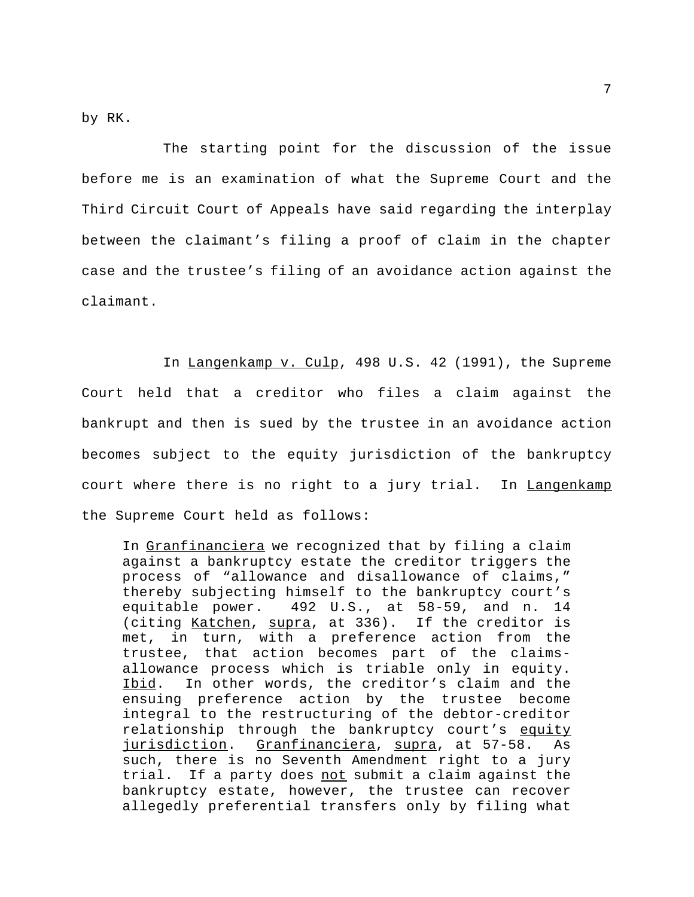by RK.

The starting point for the discussion of the issue before me is an examination of what the Supreme Court and the Third Circuit Court of Appeals have said regarding the interplay between the claimant's filing a proof of claim in the chapter case and the trustee's filing of an avoidance action against the claimant.

In Langenkamp v. Culp, 498 U.S. 42 (1991), the Supreme Court held that a creditor who files a claim against the bankrupt and then is sued by the trustee in an avoidance action becomes subject to the equity jurisdiction of the bankruptcy court where there is no right to a jury trial. In Langenkamp the Supreme Court held as follows:

> In Granfinanciera we recognized that by filing a claim against a bankruptcy estate the creditor triggers the process of "allowance and disallowance of claims," thereby subjecting himself to the bankruptcy court's equitable power. 492 U.S., at 58-59, and n. 14 (citing Katchen, supra, at 336). If the creditor is met, in turn, with a preference action from the trustee, that action becomes part of the claims-allowance process which is triable only in equity. Ibid. In other words, the creditor's claim and the ensuing preference action by the trustee become integral to the restructuring of the debtor-creditor relationship through the bankruptcy court's equity jurisdiction. Granfinanciera, supra, at 57-58. As such, there is no Seventh Amendment right to a jury trial. If a party does not submit a claim against the bankruptcy estate, however, the trustee can recover allegedly preferential transfers only by filing what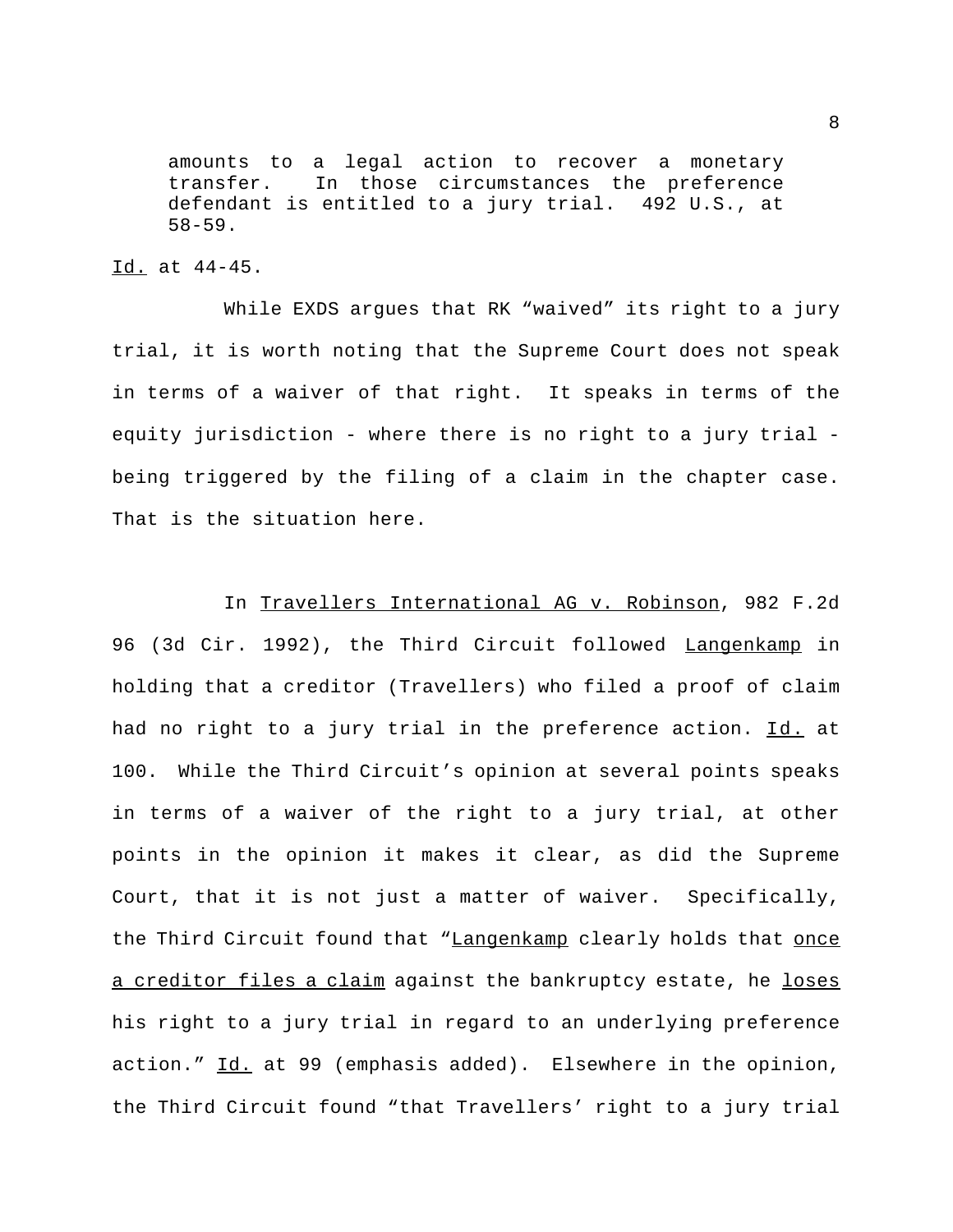> amounts to a legal action to recover a monetary transfer. In those circumstances the preference defendant is entitled to a jury trial. 492 U.S., at 58-59.

Id. at 44-45.

While EXDS argues that RK "waived" its right to a jury trial, it is worth noting that the Supreme Court does not speak in terms of a waiver of that right. It speaks in terms of the equity jurisdiction - where there is no right to a jury trial - being triggered by the filing of a claim in the chapter case. That is the situation here.

In Travellers International AG v. Robinson, 982 F.2d 96 (3d Cir. 1992), the Third Circuit followed Langenkamp in holding that a creditor (Travellers) who filed a proof of claim had no right to a jury trial in the preference action. Id. at 100. While the Third Circuit's opinion at several points speaks in terms of a waiver of the right to a jury trial, at other points in the opinion it makes it clear, as did the Supreme Court, that it is not just a matter of waiver. Specifically, the Third Circuit found that "Langenkamp clearly holds that once a creditor files a claim against the bankruptcy estate, he loses his right to a jury trial in regard to an underlying preference action." Id. at 99 (emphasis added). Elsewhere in the opinion, the Third Circuit found "that Travellers' right to a jury trial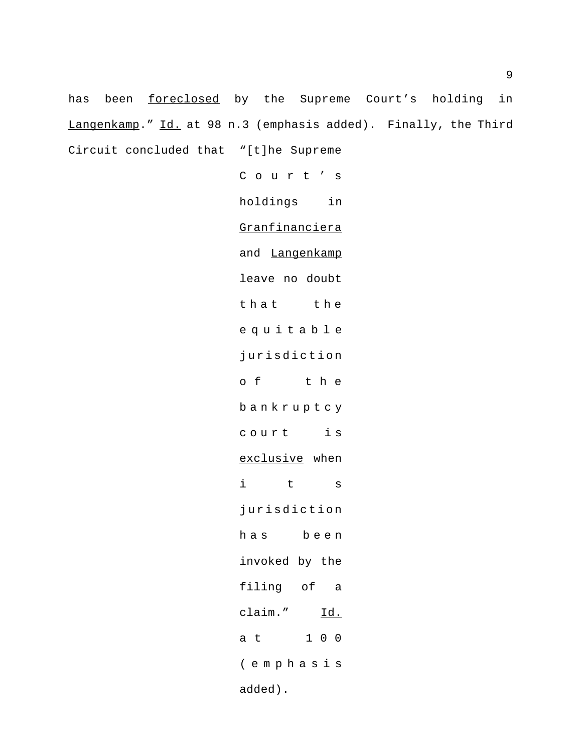has been <u>foreclosed</u> by the Supreme Court's holding in <u>Langenkamp</u>." <u>Id.</u> at 98 n.3 (emphasis added). Finally, the Third Circuit concluded that "[t]he Supreme Court's holdings in <u>Granfinanciera</u> and <u>Langenkamp</u> leave no doubt that the equitable jurisdiction of the bankruptcy court is <u>exclusive</u> when its jurisdiction has been invoked by the filing of a claim." <u>Id.</u> at 100 (emphasis added).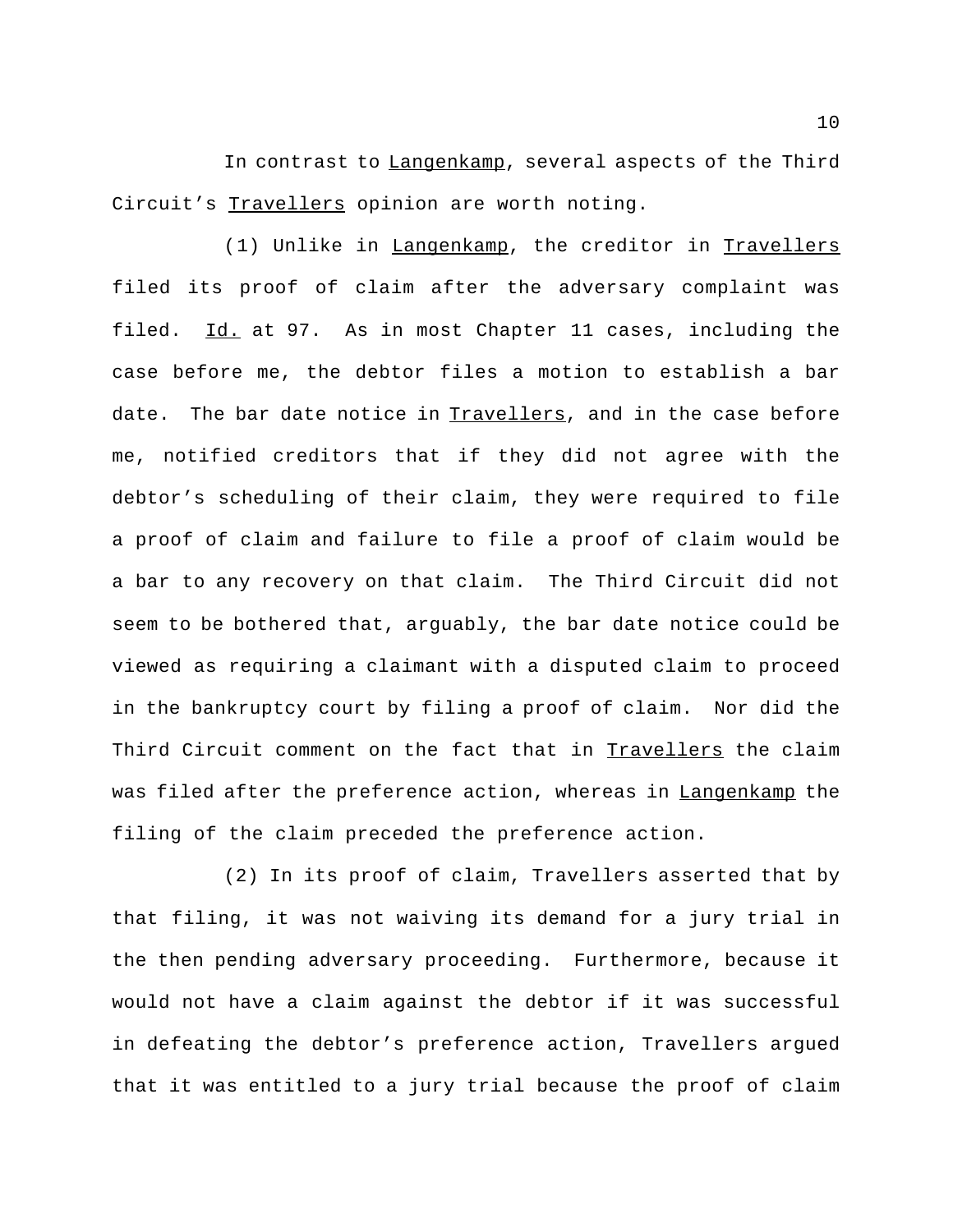In contrast to Langenkamp, several aspects of the Third Circuit's Travellers opinion are worth noting.

(1) Unlike in Langenkamp, the creditor in Travellers filed its proof of claim after the adversary complaint was filed. Id. at 97. As in most Chapter 11 cases, including the case before me, the debtor files a motion to establish a bar date. The bar date notice in Travellers, and in the case before me, notified creditors that if they did not agree with the debtor's scheduling of their claim, they were required to file a proof of claim and failure to file a proof of claim would be a bar to any recovery on that claim. The Third Circuit did not seem to be bothered that, arguably, the bar date notice could be viewed as requiring a claimant with a disputed claim to proceed in the bankruptcy court by filing a proof of claim. Nor did the Third Circuit comment on the fact that in Travellers the claim was filed after the preference action, whereas in Langenkamp the filing of the claim preceded the preference action.

(2) In its proof of claim, Travellers asserted that by that filing, it was not waiving its demand for a jury trial in the then pending adversary proceeding. Furthermore, because it would not have a claim against the debtor if it was successful in defeating the debtor's preference action, Travellers argued that it was entitled to a jury trial because the proof of claim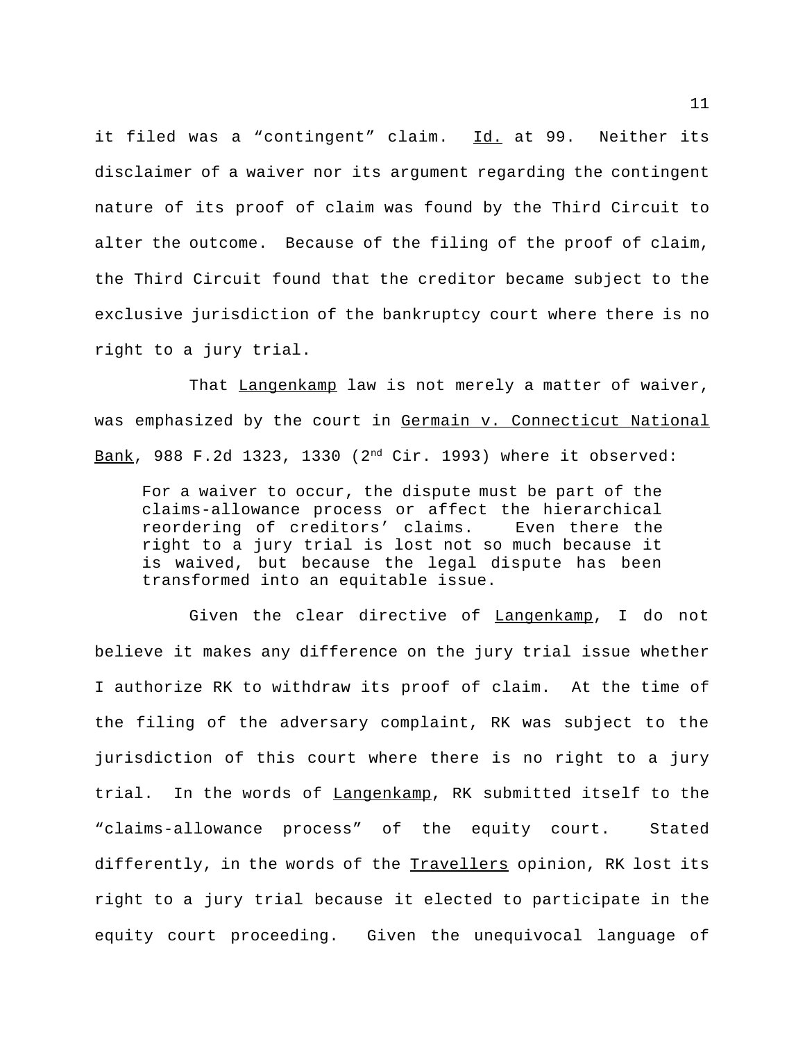it filed was a "contingent" claim. Id. at 99. Neither its disclaimer of a waiver nor its argument regarding the contingent nature of its proof of claim was found by the Third Circuit to alter the outcome. Because of the filing of the proof of claim, the Third Circuit found that the creditor became subject to the exclusive jurisdiction of the bankruptcy court where there is no right to a jury trial.

That Langenkamp law is not merely a matter of waiver, was emphasized by the court in Germain v. Connecticut National Bank, 988 F.2d 1323, 1330 (2nd Cir. 1993) where it observed:

> For a waiver to occur, the dispute must be part of the claims-allowance process or affect the hierarchical reordering of creditors' claims. Even there the right to a jury trial is lost not so much because it is waived, but because the legal dispute has been transformed into an equitable issue.

Given the clear directive of Langenkamp, I do not believe it makes any difference on the jury trial issue whether I authorize RK to withdraw its proof of claim. At the time of the filing of the adversary complaint, RK was subject to the jurisdiction of this court where there is no right to a jury trial. In the words of Langenkamp, RK submitted itself to the "claims-allowance process" of the equity court. Stated differently, in the words of the Travellers opinion, RK lost its right to a jury trial because it elected to participate in the equity court proceeding. Given the unequivocal language of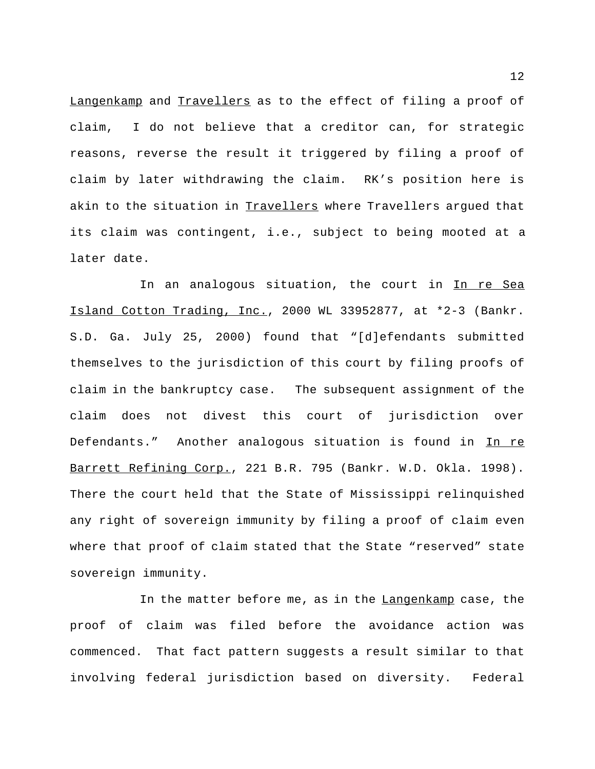Langenkamp and Travellers as to the effect of filing a proof of claim, I do not believe that a creditor can, for strategic reasons, reverse the result it triggered by filing a proof of claim by later withdrawing the claim. RK's position here is akin to the situation in Travellers where Travellers argued that its claim was contingent, i.e., subject to being mooted at a later date.

In an analogous situation, the court in In re Sea Island Cotton Trading, Inc., 2000 WL 33952877, at *2-3 (Bankr. S.D. Ga. July 25, 2000) found that "[d]efendants submitted themselves to the jurisdiction of this court by filing proofs of claim in the bankruptcy case. The subsequent assignment of the claim does not divest this court of jurisdiction over Defendants." Another analogous situation is found in In re Barrett Refining Corp., 221 B.R. 795 (Bankr. W.D. Okla. 1998). There the court held that the State of Mississippi relinquished any right of sovereign immunity by filing a proof of claim even where that proof of claim stated that the State "reserved" state sovereign immunity.

In the matter before me, as in the Langenkamp case, the proof of claim was filed before the avoidance action was commenced. That fact pattern suggests a result similar to that involving federal jurisdiction based on diversity. Federal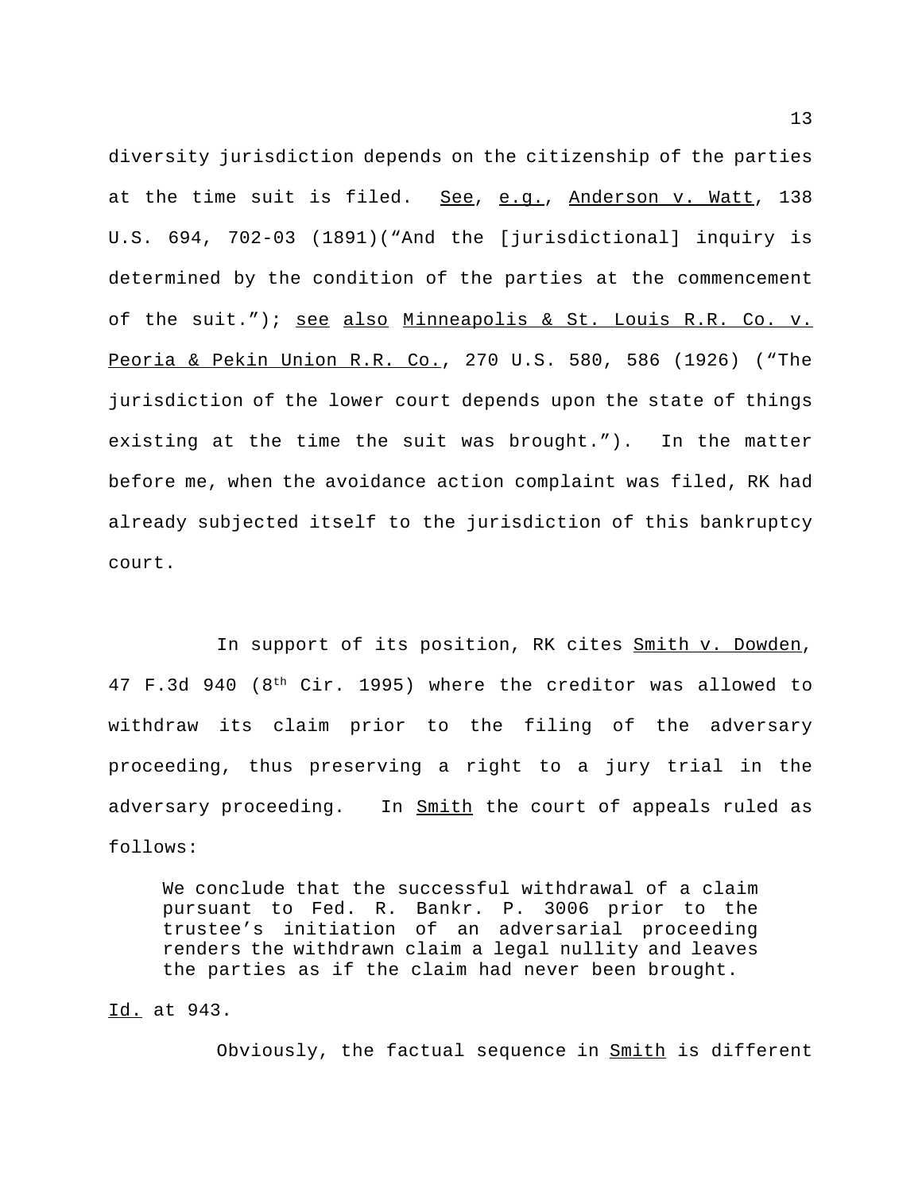diversity jurisdiction depends on the citizenship of the parties at the time suit is filed. See, e.g., Anderson v. Watt, 138 U.S. 694, 702-03 (1891)("And the [jurisdictional] inquiry is determined by the condition of the parties at the commencement of the suit."); see also Minneapolis & St. Louis R.R. Co. v. Peoria & Pekin Union R.R. Co., 270 U.S. 580, 586 (1926) ("The jurisdiction of the lower court depends upon the state of things existing at the time the suit was brought."). In the matter before me, when the avoidance action complaint was filed, RK had already subjected itself to the jurisdiction of this bankruptcy court.

In support of its position, RK cites Smith v. Dowden, 47 F.3d 940 (8th Cir. 1995) where the creditor was allowed to withdraw its claim prior to the filing of the adversary proceeding, thus preserving a right to a jury trial in the adversary proceeding. In Smith the court of appeals ruled as follows:

> We conclude that the successful withdrawal of a claim pursuant to Fed. R. Bankr. P. 3006 prior to the trustee's initiation of an adversarial proceeding renders the withdrawn claim a legal nullity and leaves the parties as if the claim had never been brought.

Id. at 943.

Obviously, the factual sequence in Smith is different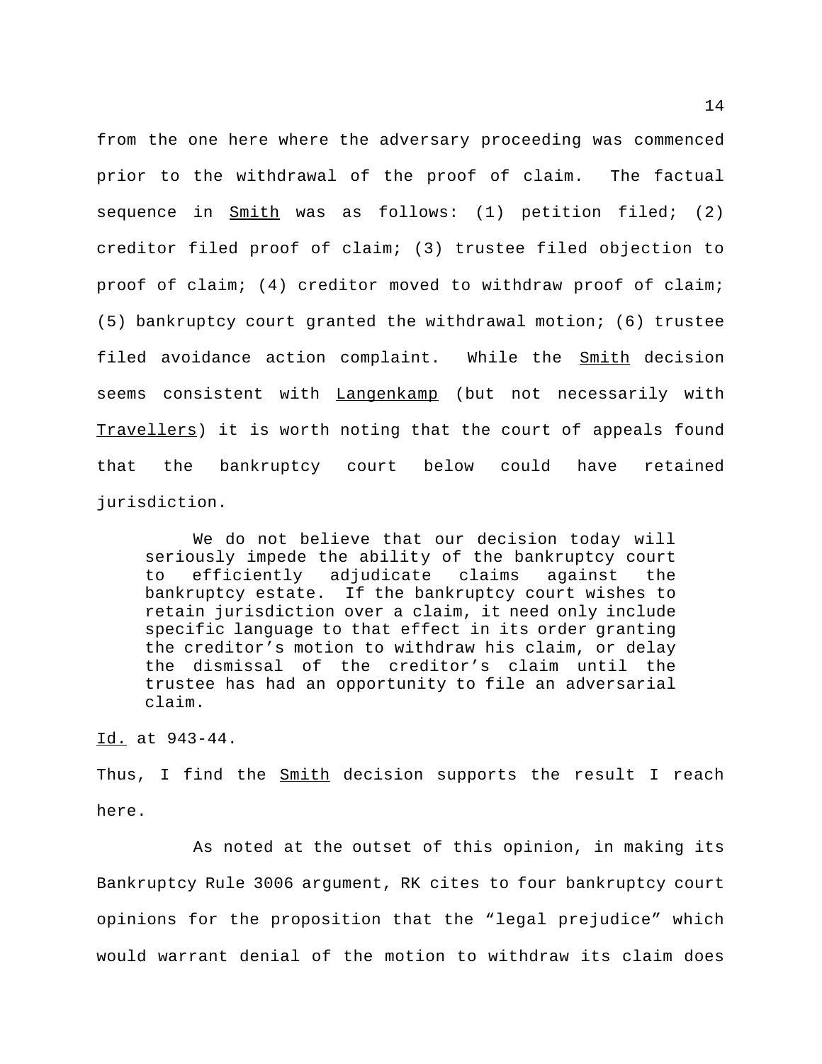from the one here where the adversary proceeding was commenced prior to the withdrawal of the proof of claim. The factual sequence in Smith was as follows: (1) petition filed; (2) creditor filed proof of claim; (3) trustee filed objection to proof of claim; (4) creditor moved to withdraw proof of claim; (5) bankruptcy court granted the withdrawal motion; (6) trustee filed avoidance action complaint. While the Smith decision seems consistent with Langenkamp (but not necessarily with Travellers) it is worth noting that the court of appeals found that the bankruptcy court below could have retained jurisdiction.

> We do not believe that our decision today will seriously impede the ability of the bankruptcy court to efficiently adjudicate claims against the bankruptcy estate. If the bankruptcy court wishes to retain jurisdiction over a claim, it need only include specific language to that effect in its order granting the creditor's motion to withdraw his claim, or delay the dismissal of the creditor's claim until the trustee has had an opportunity to file an adversarial claim.

Id. at 943-44.

Thus, I find the Smith decision supports the result I reach here.

As noted at the outset of this opinion, in making its Bankruptcy Rule 3006 argument, RK cites to four bankruptcy court opinions for the proposition that the "legal prejudice" which would warrant denial of the motion to withdraw its claim does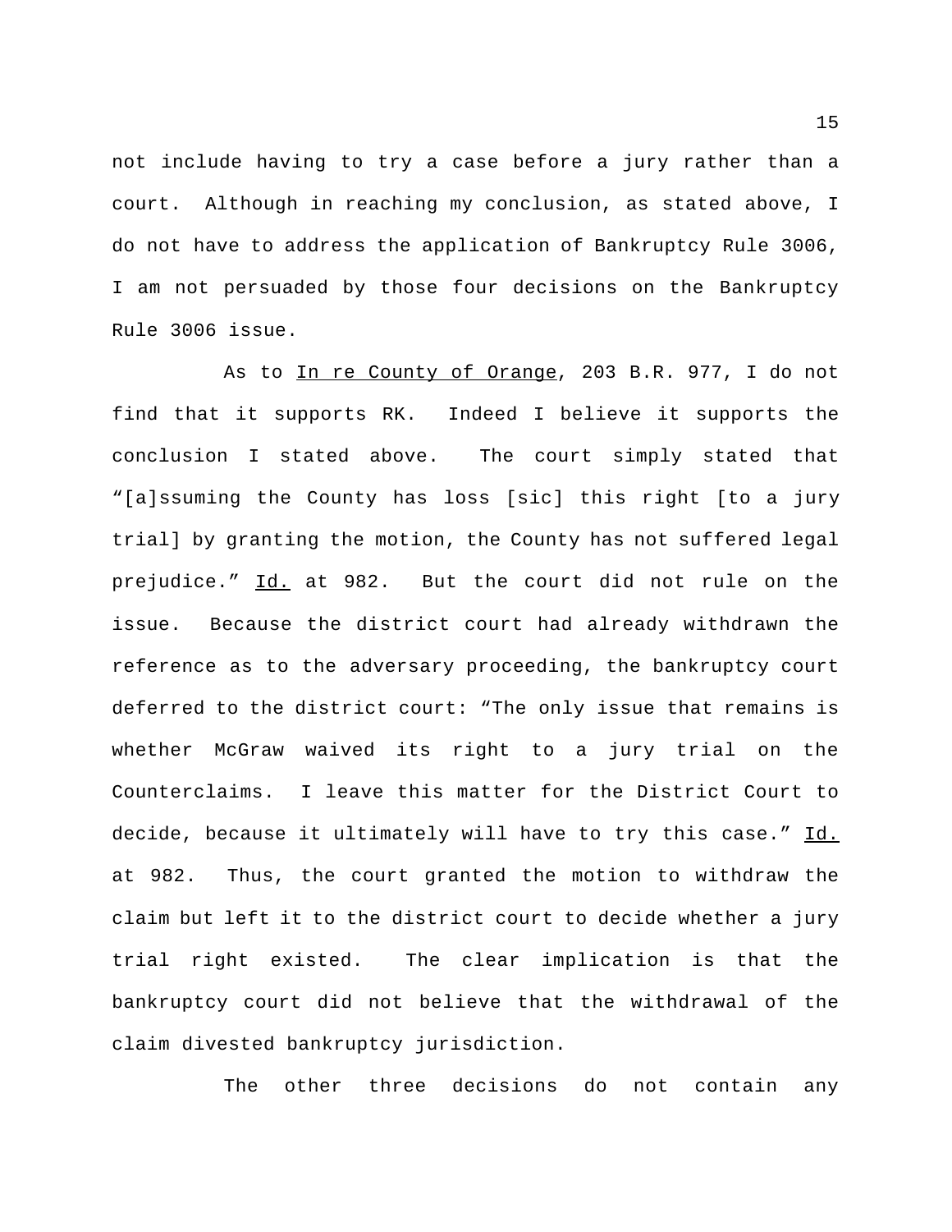not include having to try a case before a jury rather than a court. Although in reaching my conclusion, as stated above, I do not have to address the application of Bankruptcy Rule 3006, I am not persuaded by those four decisions on the Bankruptcy Rule 3006 issue.

As to In re County of Orange, 203 B.R. 977, I do not find that it supports RK. Indeed I believe it supports the conclusion I stated above. The court simply stated that "[a]ssuming the County has loss [sic] this right [to a jury trial] by granting the motion, the County has not suffered legal prejudice." Id. at 982. But the court did not rule on the issue. Because the district court had already withdrawn the reference as to the adversary proceeding, the bankruptcy court deferred to the district court: "The only issue that remains is whether McGraw waived its right to a jury trial on the Counterclaims. I leave this matter for the District Court to decide, because it ultimately will have to try this case." Id. at 982. Thus, the court granted the motion to withdraw the claim but left it to the district court to decide whether a jury trial right existed. The clear implication is that the bankruptcy court did not believe that the withdrawal of the claim divested bankruptcy jurisdiction.

The other three decisions do not contain any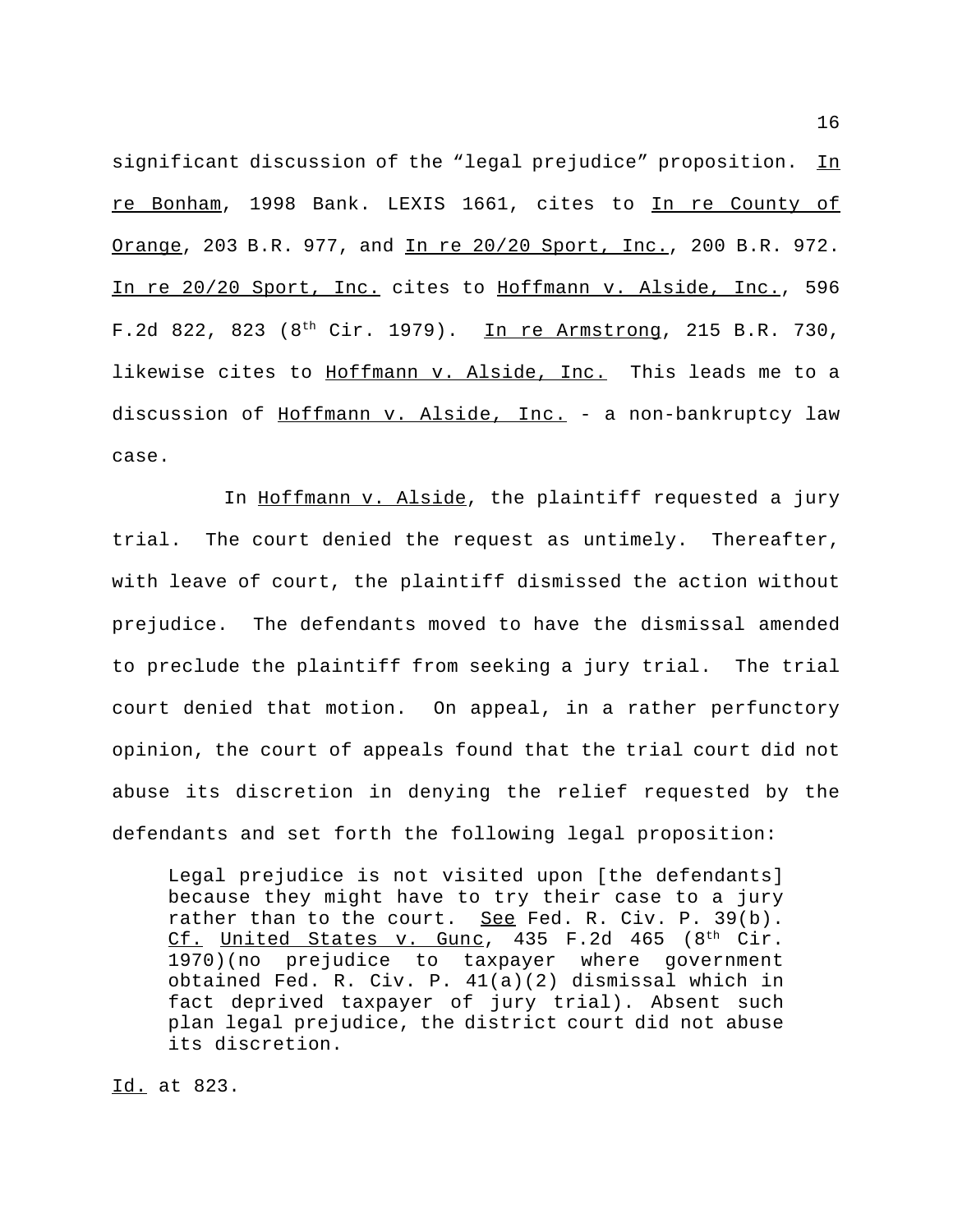significant discussion of the "legal prejudice" proposition. In re Bonham, 1998 Bank. LEXIS 1661, cites to In re County of Orange, 203 B.R. 977, and In re 20/20 Sport, Inc., 200 B.R. 972. In re 20/20 Sport, Inc. cites to Hoffmann v. Alside, Inc., 596 F.2d 822, 823 (8th Cir. 1979). In re Armstrong, 215 B.R. 730, likewise cites to Hoffmann v. Alside, Inc. This leads me to a discussion of Hoffmann v. Alside, Inc. - a non-bankruptcy law case.

In Hoffmann v. Alside, the plaintiff requested a jury trial. The court denied the request as untimely. Thereafter, with leave of court, the plaintiff dismissed the action without prejudice. The defendants moved to have the dismissal amended to preclude the plaintiff from seeking a jury trial. The trial court denied that motion. On appeal, in a rather perfunctory opinion, the court of appeals found that the trial court did not abuse its discretion in denying the relief requested by the defendants and set forth the following legal proposition:

> Legal prejudice is not visited upon [the defendants] because they might have to try their case to a jury rather than to the court. See Fed. R. Civ. P. 39(b). Cf. United States v. Gunc, 435 F.2d 465 (8th Cir. 1970)(no prejudice to taxpayer where government obtained Fed. R. Civ. P. 41(a)(2) dismissal which in fact deprived taxpayer of jury trial). Absent such plan legal prejudice, the district court did not abuse its discretion.

Id. at 823.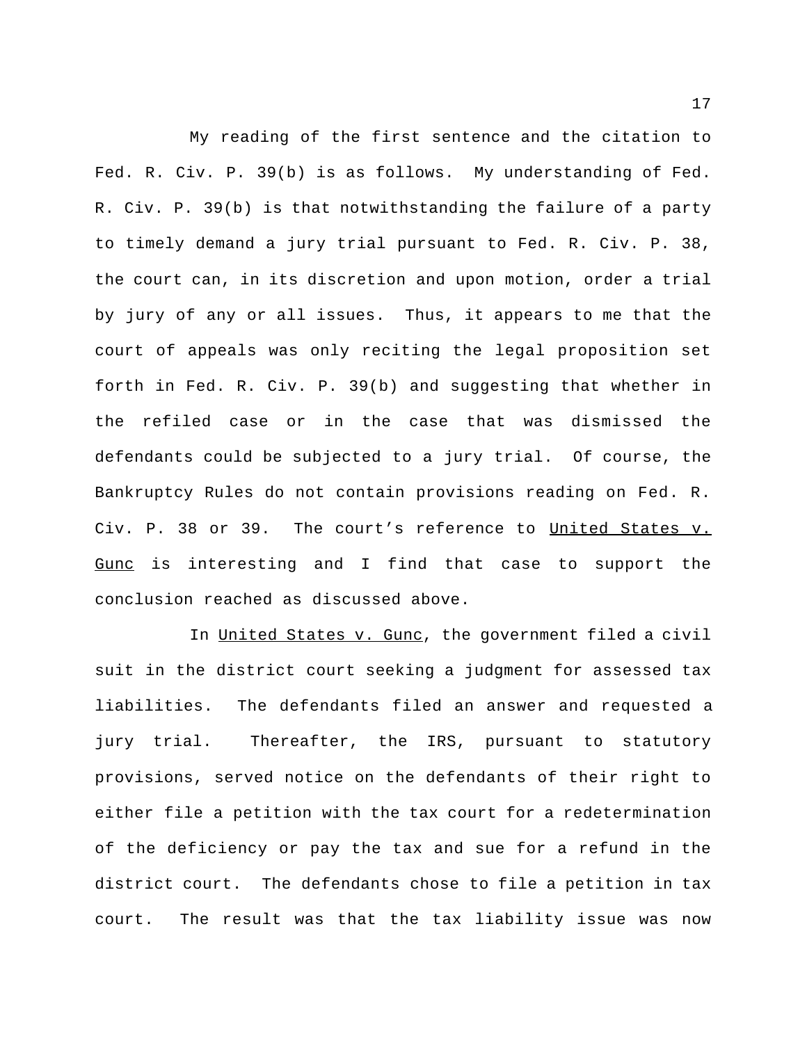My reading of the first sentence and the citation to Fed. R. Civ. P. 39(b) is as follows. My understanding of Fed. R. Civ. P. 39(b) is that notwithstanding the failure of a party to timely demand a jury trial pursuant to Fed. R. Civ. P. 38, the court can, in its discretion and upon motion, order a trial by jury of any or all issues. Thus, it appears to me that the court of appeals was only reciting the legal proposition set forth in Fed. R. Civ. P. 39(b) and suggesting that whether in the refiled case or in the case that was dismissed the defendants could be subjected to a jury trial. Of course, the Bankruptcy Rules do not contain provisions reading on Fed. R. Civ. P. 38 or 39. The court's reference to United States v. Gunc is interesting and I find that case to support the conclusion reached as discussed above.

In United States v. Gunc, the government filed a civil suit in the district court seeking a judgment for assessed tax liabilities. The defendants filed an answer and requested a jury trial. Thereafter, the IRS, pursuant to statutory provisions, served notice on the defendants of their right to either file a petition with the tax court for a redetermination of the deficiency or pay the tax and sue for a refund in the district court. The defendants chose to file a petition in tax court. The result was that the tax liability issue was now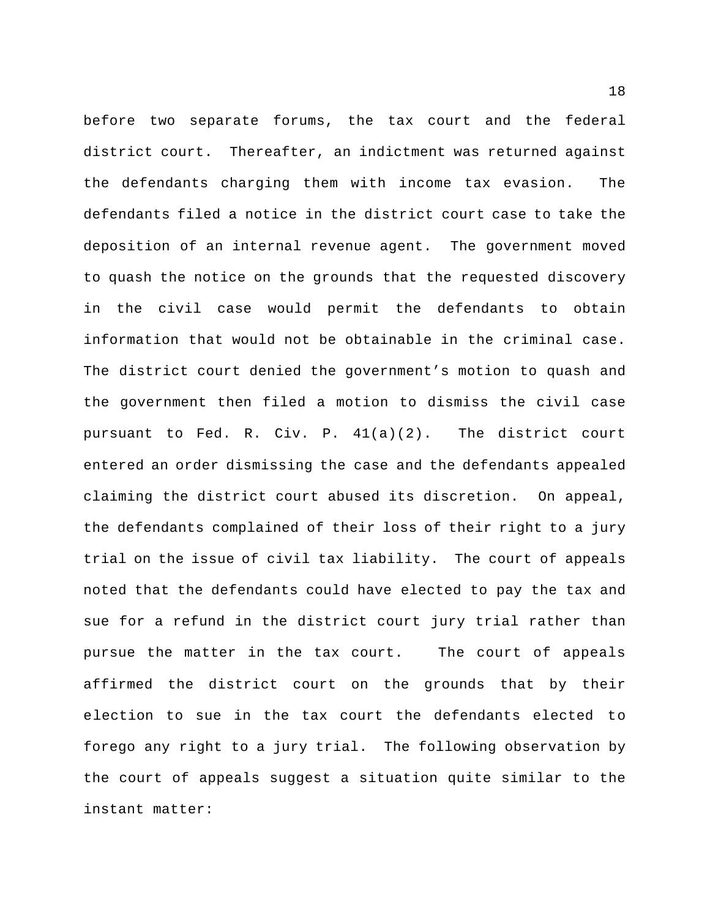before two separate forums, the tax court and the federal district court. Thereafter, an indictment was returned against the defendants charging them with income tax evasion. The defendants filed a notice in the district court case to take the deposition of an internal revenue agent. The government moved to quash the notice on the grounds that the requested discovery in the civil case would permit the defendants to obtain information that would not be obtainable in the criminal case. The district court denied the government's motion to quash and the government then filed a motion to dismiss the civil case pursuant to Fed. R. Civ. P. 41(a)(2). The district court entered an order dismissing the case and the defendants appealed claiming the district court abused its discretion. On appeal, the defendants complained of their loss of their right to a jury trial on the issue of civil tax liability. The court of appeals noted that the defendants could have elected to pay the tax and sue for a refund in the district court jury trial rather than pursue the matter in the tax court. The court of appeals affirmed the district court on the grounds that by their election to sue in the tax court the defendants elected to forego any right to a jury trial. The following observation by the court of appeals suggest a situation quite similar to the instant matter: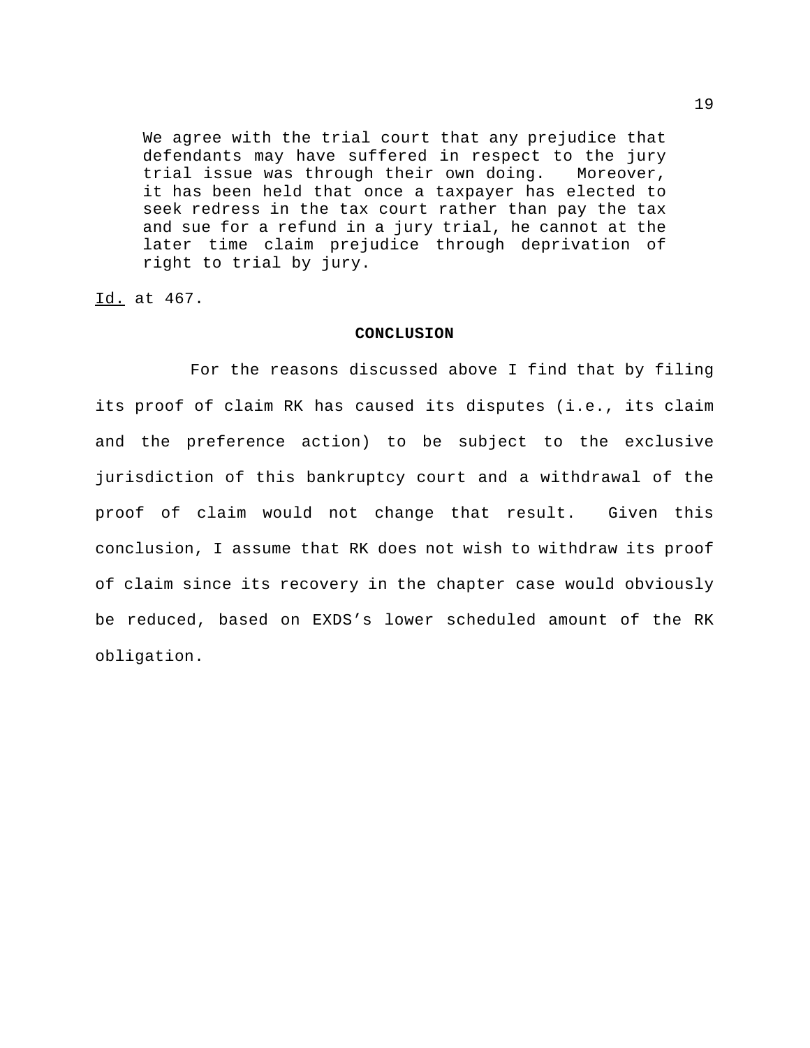> We agree with the trial court that any prejudice that defendants may have suffered in respect to the jury trial issue was through their own doing. Moreover, it has been held that once a taxpayer has elected to seek redress in the tax court rather than pay the tax and sue for a refund in a jury trial, he cannot at the later time claim prejudice through deprivation of right to trial by jury.

Id. at 467.

**CONCLUSION**

For the reasons discussed above I find that by filing its proof of claim RK has caused its disputes (i.e., its claim and the preference action) to be subject to the exclusive jurisdiction of this bankruptcy court and a withdrawal of the proof of claim would not change that result. Given this conclusion, I assume that RK does not wish to withdraw its proof of claim since its recovery in the chapter case would obviously be reduced, based on EXDS's lower scheduled amount of the RK obligation.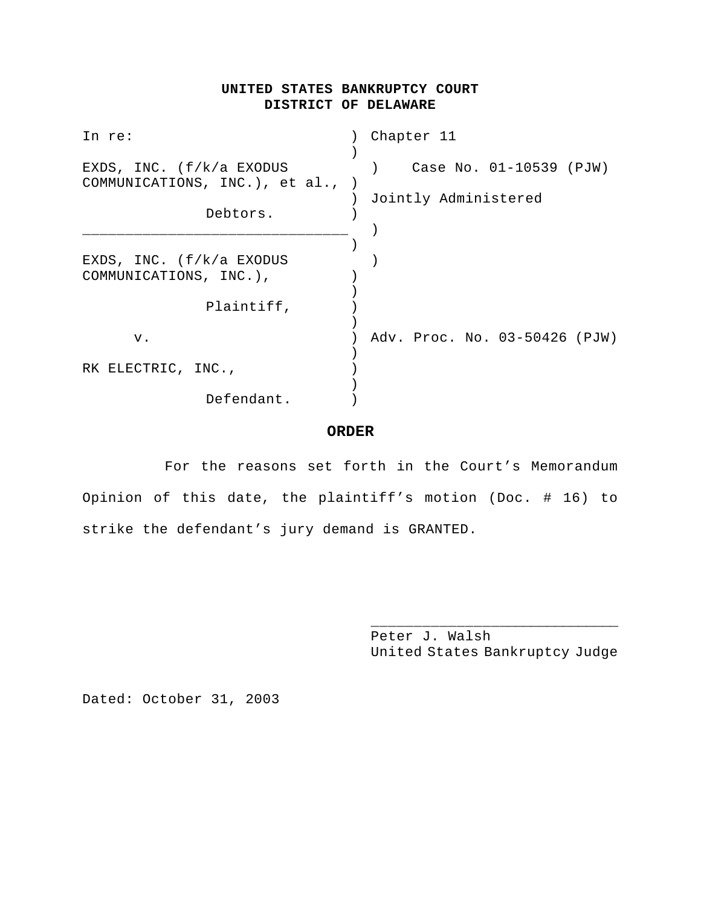**UNITED STATES BANKRUPTCY COURT**
**DISTRICT OF DELAWARE**

In re: ) Chapter 11
)
EXDS, INC. (f/k/a EXODUS ) Case No. 01-10539 (PJW)
COMMUNICATIONS, INC.), et al., )
) Jointly Administered
Debtors. )
_______________________________ )
)
EXDS, INC. (f/k/a EXODUS )
COMMUNICATIONS, INC.), )
)
Plaintiff, )
)
v. ) Adv. Proc. No. 03-50426 (PJW)
)
RK ELECTRIC, INC., )
)
Defendant. )

**ORDER**

For the reasons set forth in the Court's Memorandum Opinion of this date, the plaintiff's motion (Doc. # 16) to strike the defendant's jury demand is GRANTED.

______________________________
Peter J. Walsh
United States Bankruptcy Judge

Dated: October 31, 2003